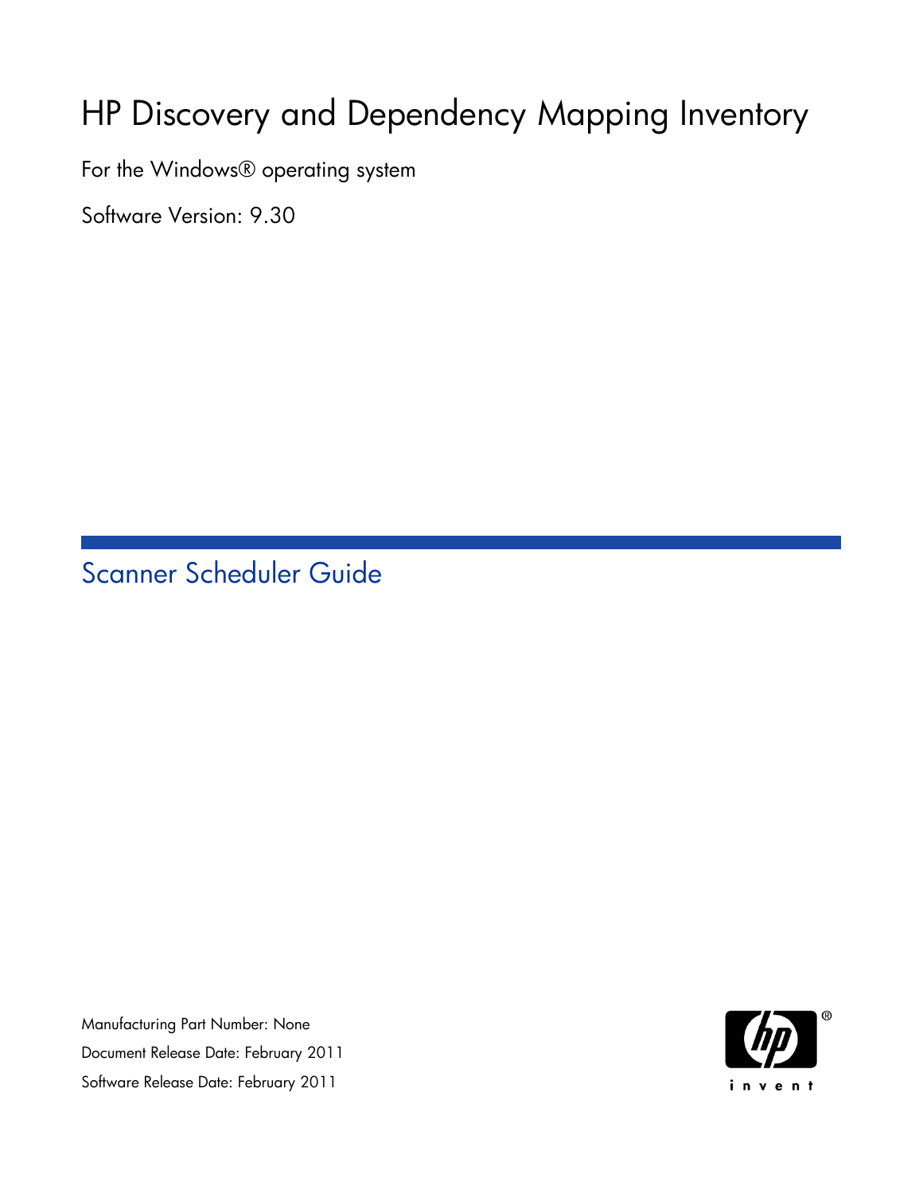# HP Discovery and Dependency Mapping Inventory

For the Windows® operating system

Software Version: 9.30

## Scanner Scheduler Guide

Manufacturing Part Number: None

Document Release Date: February 2011

Software Release Date: February 2011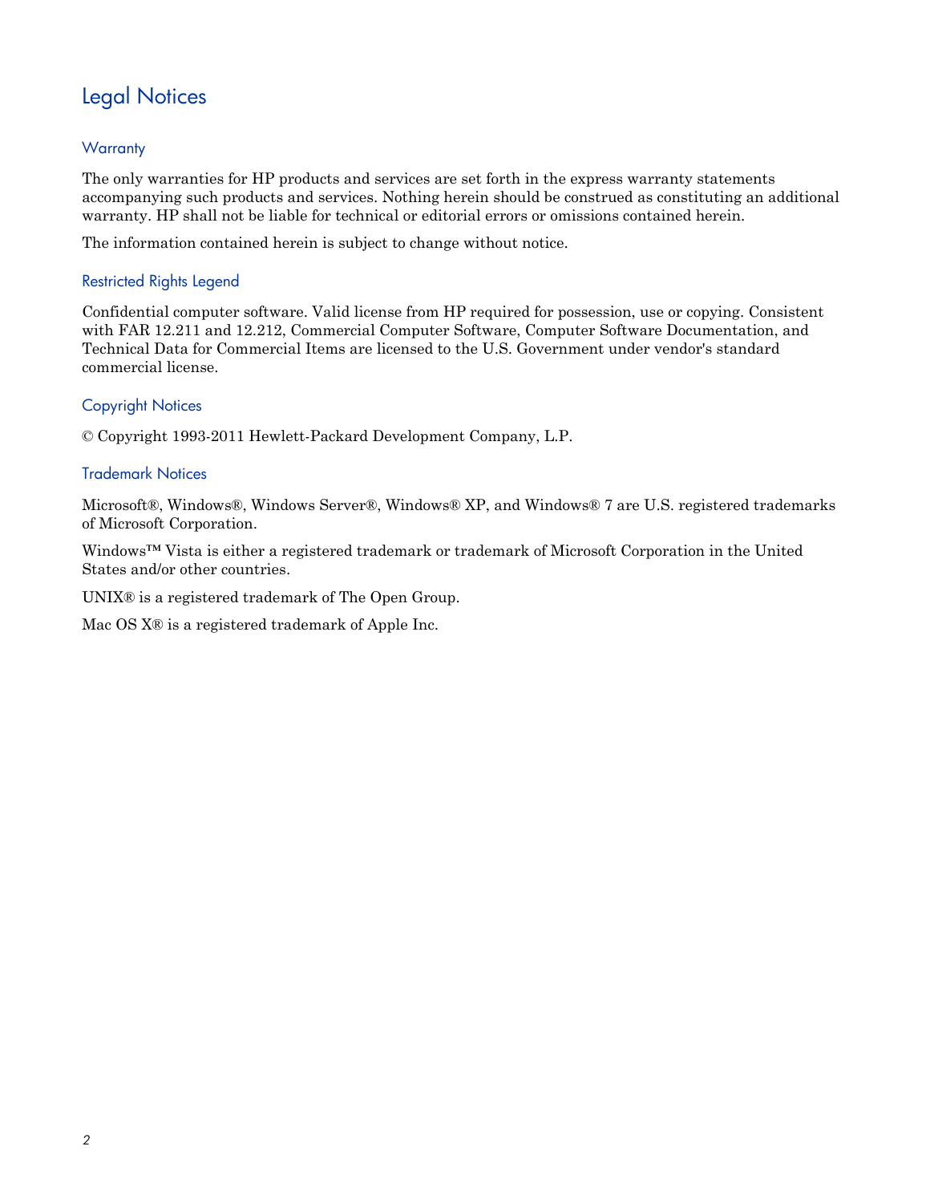# Legal Notices

## Warranty

The only warranties for HP products and services are set forth in the express warranty statements accompanying such products and services. Nothing herein should be construed as constituting an additional warranty. HP shall not be liable for technical or editorial errors or omissions contained herein.

The information contained herein is subject to change without notice.

## Restricted Rights Legend

Confidential computer software. Valid license from HP required for possession, use or copying. Consistent with FAR 12.211 and 12.212, Commercial Computer Software, Computer Software Documentation, and Technical Data for Commercial Items are licensed to the U.S. Government under vendor's standard commercial license.

## Copyright Notices

© Copyright 1993-2011 Hewlett-Packard Development Company, L.P.

## Trademark Notices

Microsoft®, Windows®, Windows Server®, Windows® XP, and Windows® 7 are U.S. registered trademarks of Microsoft Corporation.

Windows™ Vista is either a registered trademark or trademark of Microsoft Corporation in the United States and/or other countries.

UNIX® is a registered trademark of The Open Group.

Mac OS X® is a registered trademark of Apple Inc.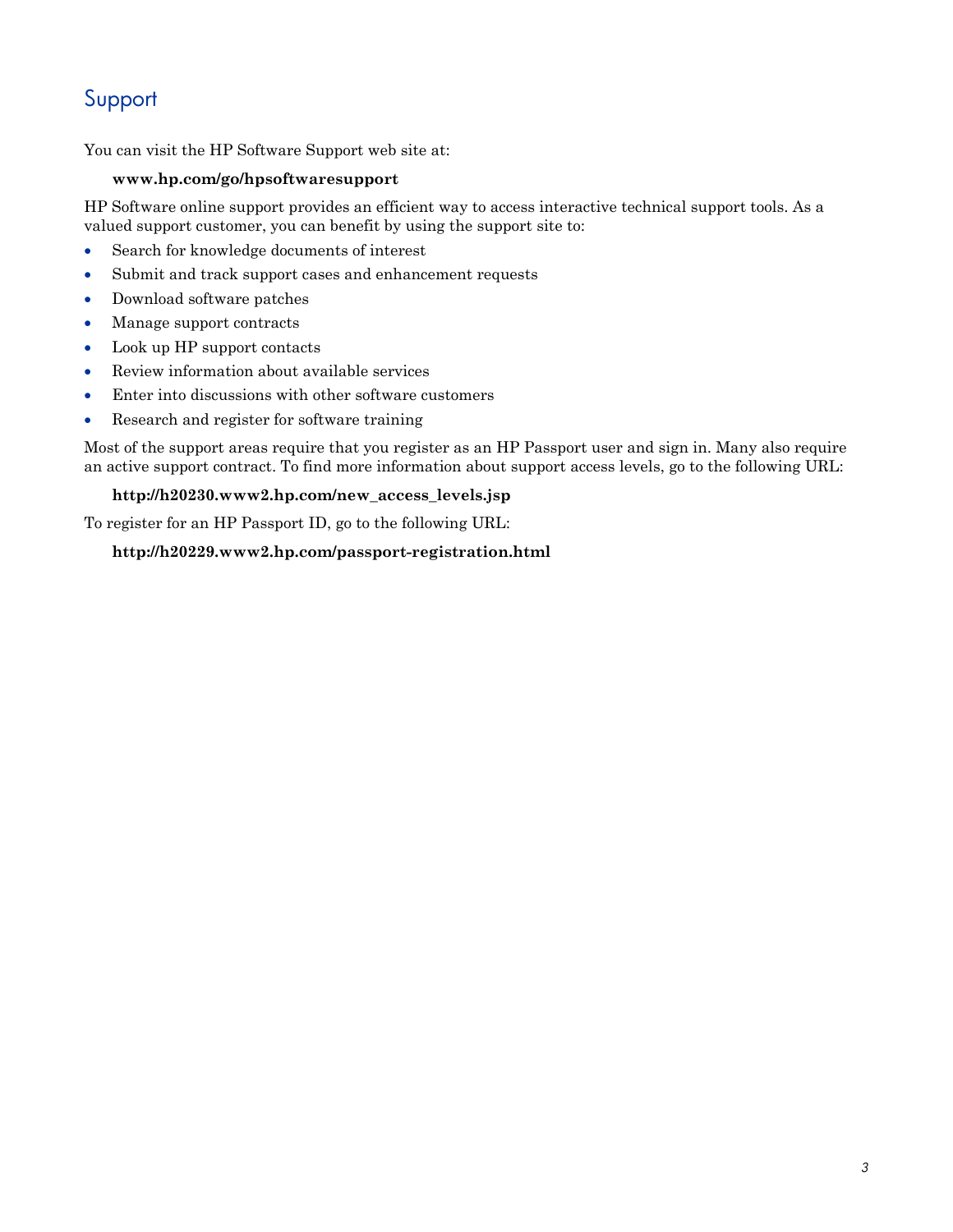# Support

You can visit the HP Software Support web site at:

**www.hp.com/go/hpsoftwaresupport**

HP Software online support provides an efficient way to access interactive technical support tools. As a valued support customer, you can benefit by using the support site to:

- Search for knowledge documents of interest
- Submit and track support cases and enhancement requests
- Download software patches
- Manage support contracts
- Look up HP support contacts
- Review information about available services
- Enter into discussions with other software customers
- Research and register for software training

Most of the support areas require that you register as an HP Passport user and sign in. Many also require an active support contract. To find more information about support access levels, go to the following URL:

**http://h20230.www2.hp.com/new_access_levels.jsp**

To register for an HP Passport ID, go to the following URL:

**http://h20229.www2.hp.com/passport-registration.html**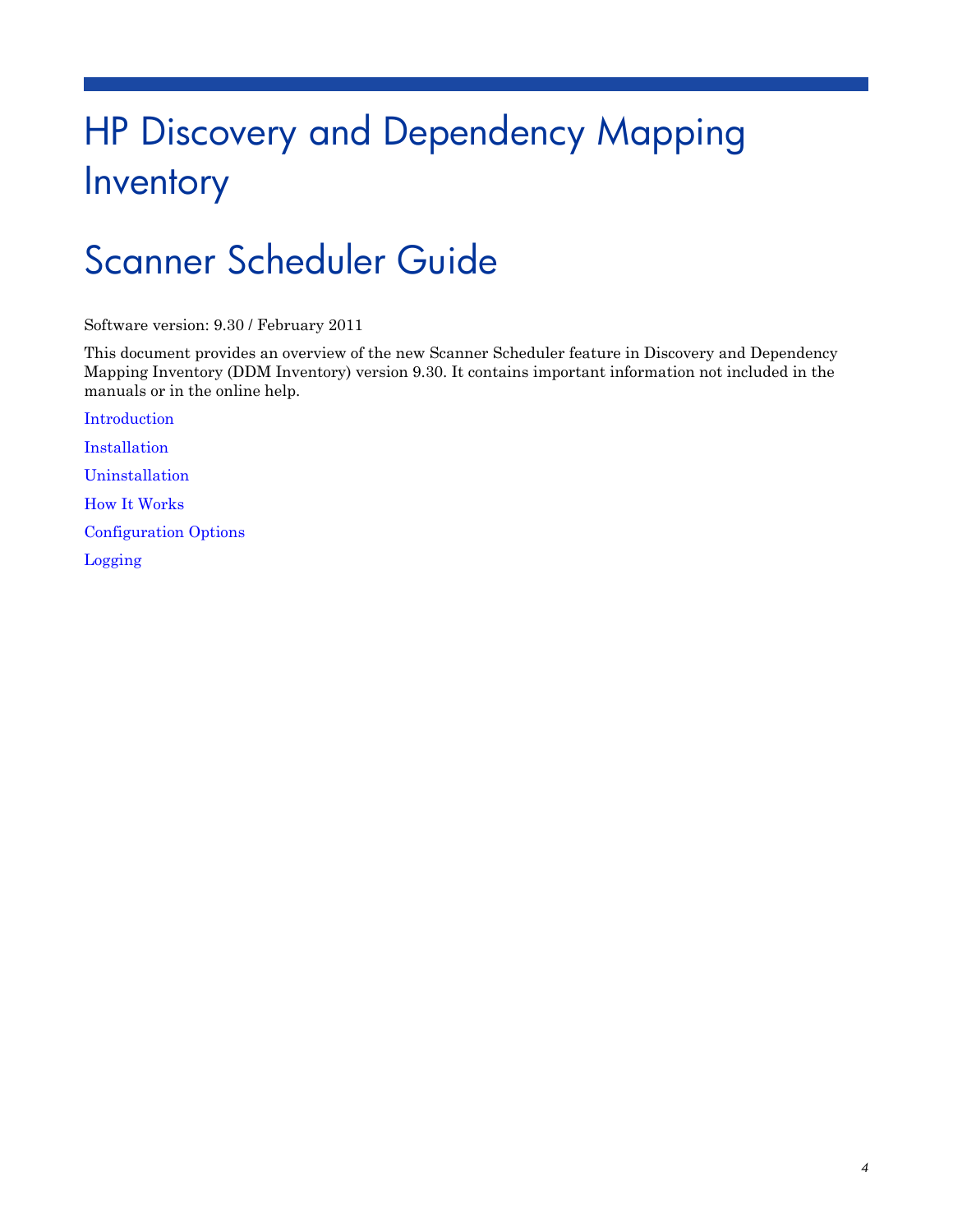# HP Discovery and Dependency Mapping Inventory

# Scanner Scheduler Guide

Software version: 9.30 / February 2011

This document provides an overview of the new Scanner Scheduler feature in Discovery and Dependency Mapping Inventory (DDM Inventory) version 9.30. It contains important information not included in the manuals or in the online help.

Introduction

Installation

Uninstallation

How It Works

Configuration Options

Logging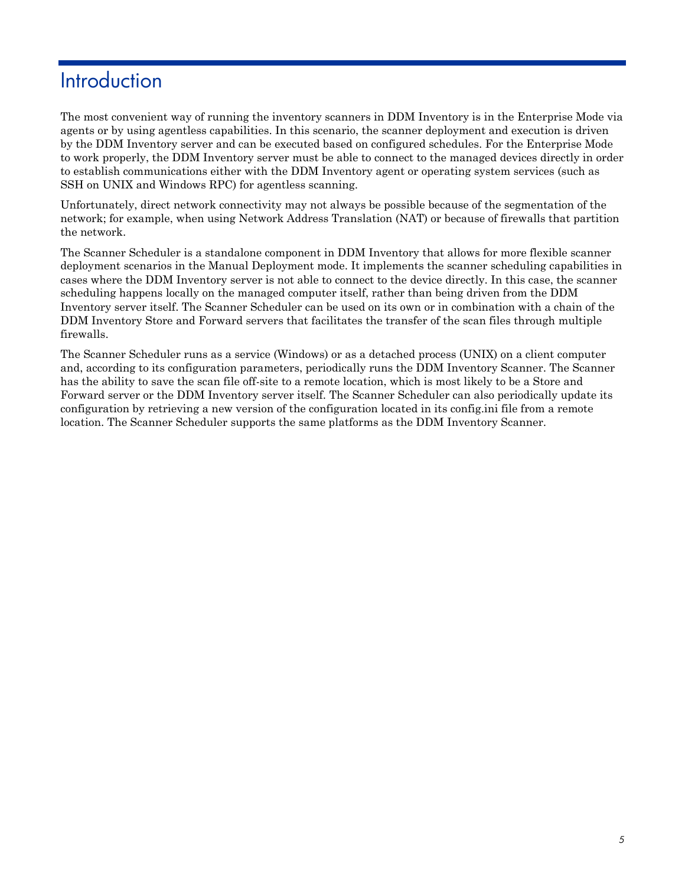# Introduction

The most convenient way of running the inventory scanners in DDM Inventory is in the Enterprise Mode via agents or by using agentless capabilities. In this scenario, the scanner deployment and execution is driven by the DDM Inventory server and can be executed based on configured schedules. For the Enterprise Mode to work properly, the DDM Inventory server must be able to connect to the managed devices directly in order to establish communications either with the DDM Inventory agent or operating system services (such as SSH on UNIX and Windows RPC) for agentless scanning.

Unfortunately, direct network connectivity may not always be possible because of the segmentation of the network; for example, when using Network Address Translation (NAT) or because of firewalls that partition the network.

The Scanner Scheduler is a standalone component in DDM Inventory that allows for more flexible scanner deployment scenarios in the Manual Deployment mode. It implements the scanner scheduling capabilities in cases where the DDM Inventory server is not able to connect to the device directly. In this case, the scanner scheduling happens locally on the managed computer itself, rather than being driven from the DDM Inventory server itself. The Scanner Scheduler can be used on its own or in combination with a chain of the DDM Inventory Store and Forward servers that facilitates the transfer of the scan files through multiple firewalls.

The Scanner Scheduler runs as a service (Windows) or as a detached process (UNIX) on a client computer and, according to its configuration parameters, periodically runs the DDM Inventory Scanner. The Scanner has the ability to save the scan file off-site to a remote location, which is most likely to be a Store and Forward server or the DDM Inventory server itself. The Scanner Scheduler can also periodically update its configuration by retrieving a new version of the configuration located in its config.ini file from a remote location. The Scanner Scheduler supports the same platforms as the DDM Inventory Scanner.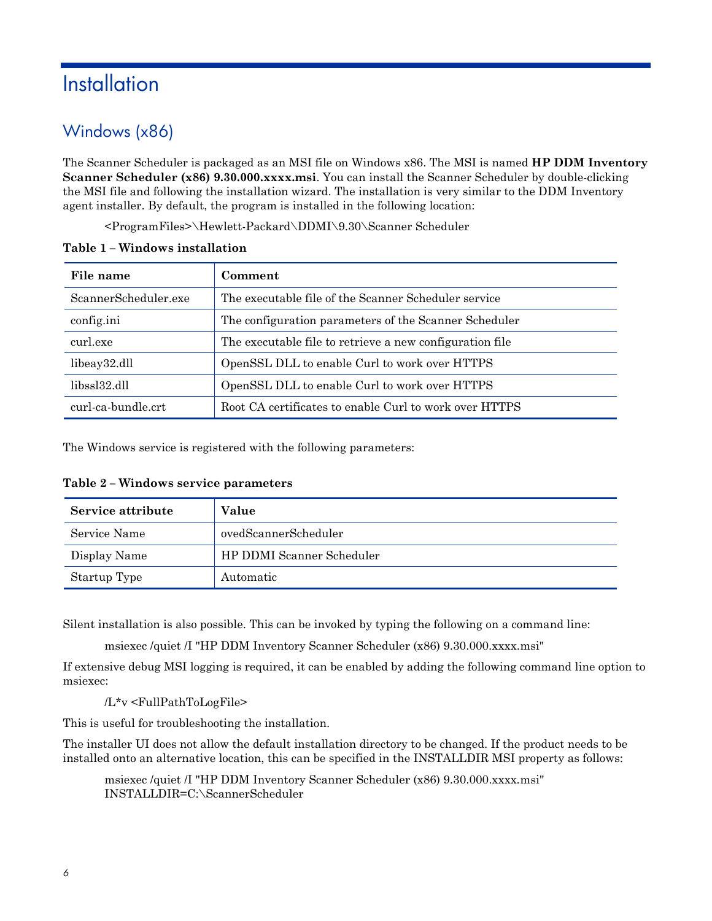# Installation

## Windows (x86)

The Scanner Scheduler is packaged as an MSI file on Windows x86. The MSI is named **HP DDM Inventory Scanner Scheduler (x86) 9.30.000.xxxx.msi**. You can install the Scanner Scheduler by double-clicking the MSI file and following the installation wizard. The installation is very similar to the DDM Inventory agent installer. By default, the program is installed in the following location:

```
<ProgramFiles>\Hewlett-Packard\DDMI\9.30\Scanner Scheduler
```

**Table 1 – Windows installation**

| File name | Comment |
|---|---|
| ScannerScheduler.exe | The executable file of the Scanner Scheduler service |
| config.ini | The configuration parameters of the Scanner Scheduler |
| curl.exe | The executable file to retrieve a new configuration file |
| libeay32.dll | OpenSSL DLL to enable Curl to work over HTTPS |
| libssl32.dll | OpenSSL DLL to enable Curl to work over HTTPS |
| curl-ca-bundle.crt | Root CA certificates to enable Curl to work over HTTPS |

The Windows service is registered with the following parameters:

**Table 2 – Windows service parameters**

| Service attribute | Value |
|---|---|
| Service Name | ovedScannerScheduler |
| Display Name | HP DDMI Scanner Scheduler |
| Startup Type | Automatic |

Silent installation is also possible. This can be invoked by typing the following on a command line:

```
msiexec /quiet /I "HP DDM Inventory Scanner Scheduler (x86) 9.30.000.xxxx.msi"
```

If extensive debug MSI logging is required, it can be enabled by adding the following command line option to msiexec:

```
/L*v <FullPathToLogFile>
```

This is useful for troubleshooting the installation.

The installer UI does not allow the default installation directory to be changed. If the product needs to be installed onto an alternative location, this can be specified in the INSTALLDIR MSI property as follows:

```
msiexec /quiet /I "HP DDM Inventory Scanner Scheduler (x86) 9.30.000.xxxx.msi"
INSTALLDIR=C:\ScannerScheduler
```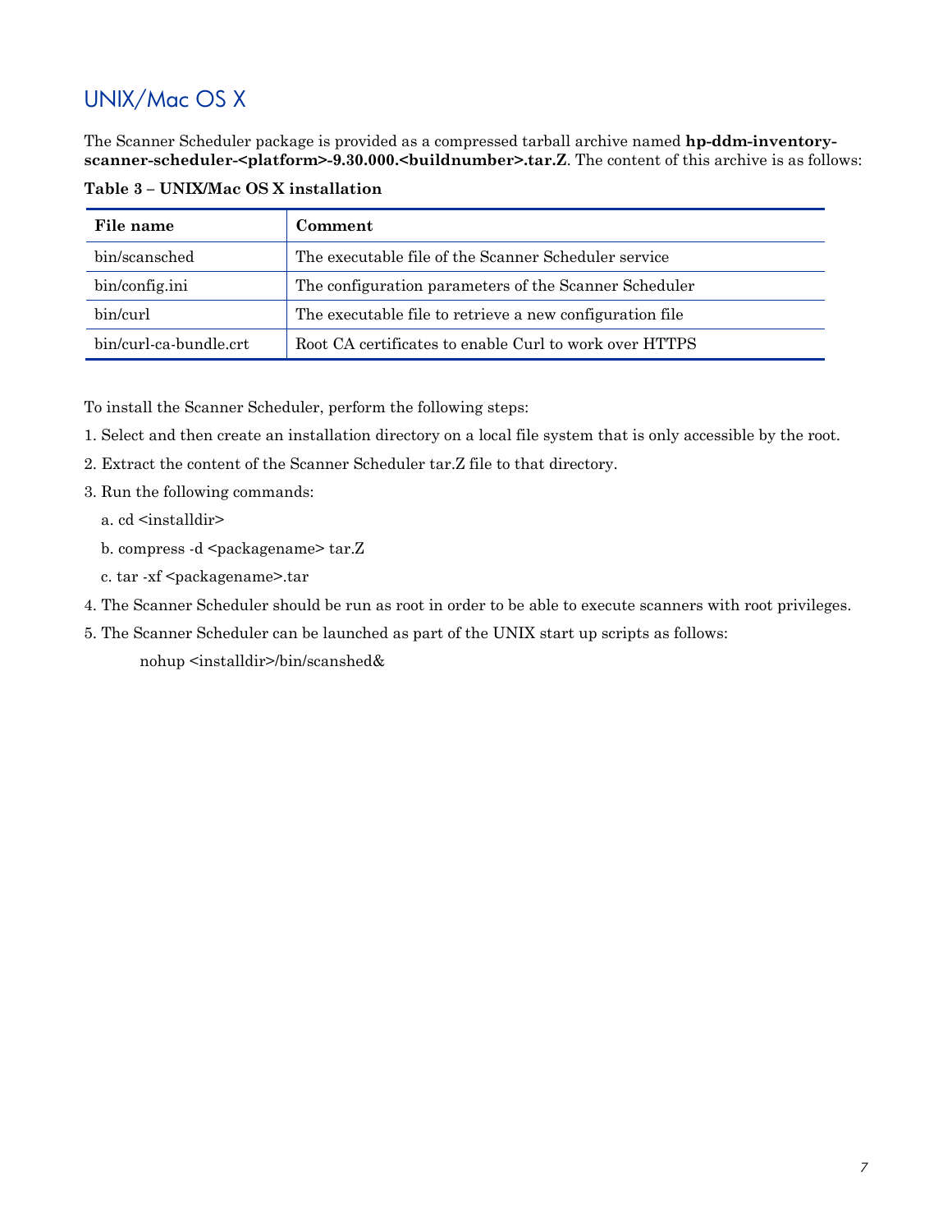## UNIX/Mac OS X

The Scanner Scheduler package is provided as a compressed tarball archive named **hp-ddm-inventory-scanner-scheduler-<platform>-9.30.000.<buildnumber>.tar.Z**. The content of this archive is as follows:

**Table 3 – UNIX/Mac OS X installation**

| File name | Comment |
| --- | --- |
| bin/scansched | The executable file of the Scanner Scheduler service |
| bin/config.ini | The configuration parameters of the Scanner Scheduler |
| bin/curl | The executable file to retrieve a new configuration file |
| bin/curl-ca-bundle.crt | Root CA certificates to enable Curl to work over HTTPS |

To install the Scanner Scheduler, perform the following steps:

1. Select and then create an installation directory on a local file system that is only accessible by the root.
2. Extract the content of the Scanner Scheduler tar.Z file to that directory.
3. Run the following commands:
   a. cd <installdir>
   b. compress -d <packagename> tar.Z
   c. tar -xf <packagename>.tar
4. The Scanner Scheduler should be run as root in order to be able to execute scanners with root privileges.
5. The Scanner Scheduler can be launched as part of the UNIX start up scripts as follows:

   nohup <installdir>/bin/scanshed&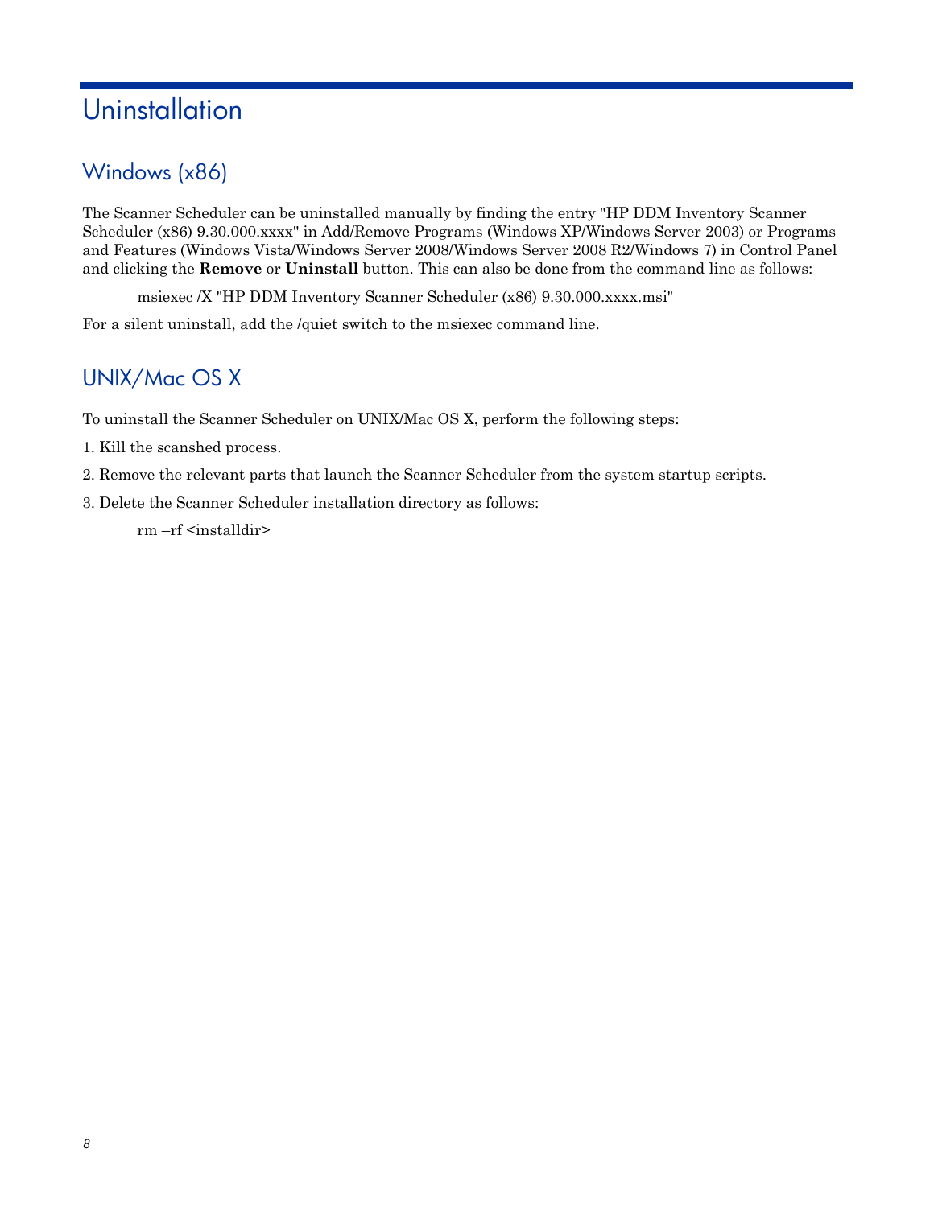# Uninstallation

## Windows (x86)

The Scanner Scheduler can be uninstalled manually by finding the entry "HP DDM Inventory Scanner Scheduler (x86) 9.30.000.xxxx" in Add/Remove Programs (Windows XP/Windows Server 2003) or Programs and Features (Windows Vista/Windows Server 2008/Windows Server 2008 R2/Windows 7) in Control Panel and clicking the **Remove** or **Uninstall** button. This can also be done from the command line as follows:

```
msiexec /X "HP DDM Inventory Scanner Scheduler (x86) 9.30.000.xxxx.msi"
```

For a silent uninstall, add the /quiet switch to the msiexec command line.

## UNIX/Mac OS X

To uninstall the Scanner Scheduler on UNIX/Mac OS X, perform the following steps:

1. Kill the scanshed process.
2. Remove the relevant parts that launch the Scanner Scheduler from the system startup scripts.
3. Delete the Scanner Scheduler installation directory as follows:

```
rm –rf <installdir>
```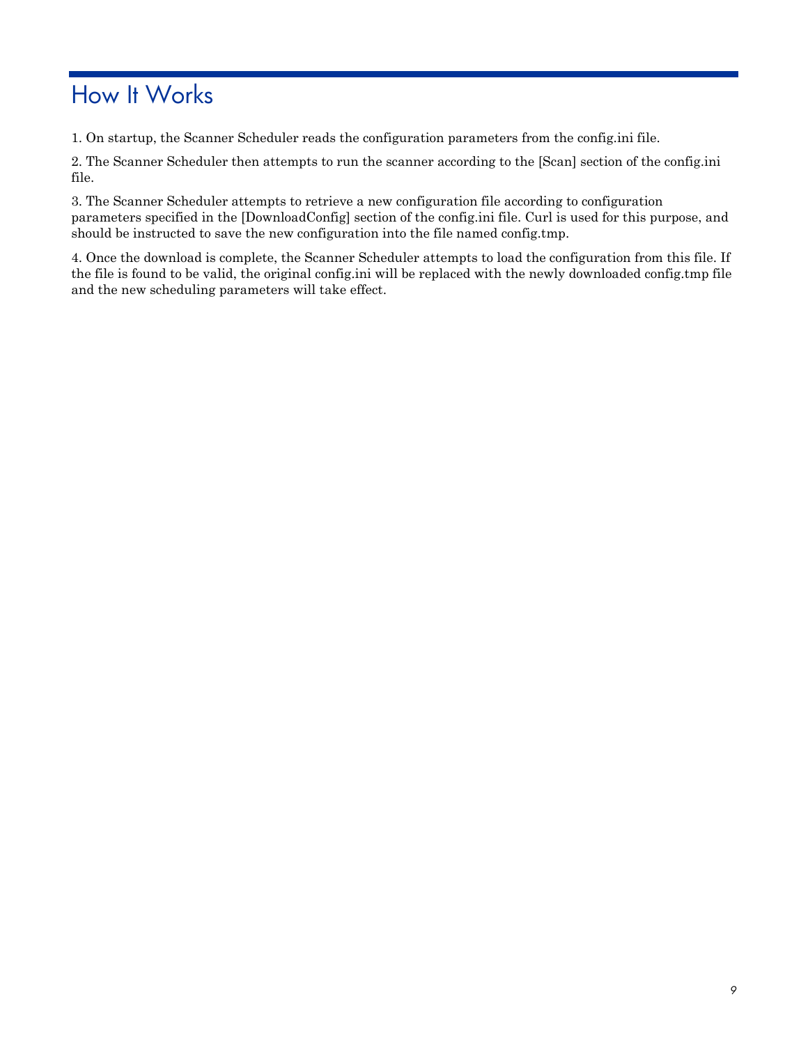# How It Works

1. On startup, the Scanner Scheduler reads the configuration parameters from the config.ini file.

2. The Scanner Scheduler then attempts to run the scanner according to the [Scan] section of the config.ini file.

3. The Scanner Scheduler attempts to retrieve a new configuration file according to configuration parameters specified in the [DownloadConfig] section of the config.ini file. Curl is used for this purpose, and should be instructed to save the new configuration into the file named config.tmp.

4. Once the download is complete, the Scanner Scheduler attempts to load the configuration from this file. If the file is found to be valid, the original config.ini will be replaced with the newly downloaded config.tmp file and the new scheduling parameters will take effect.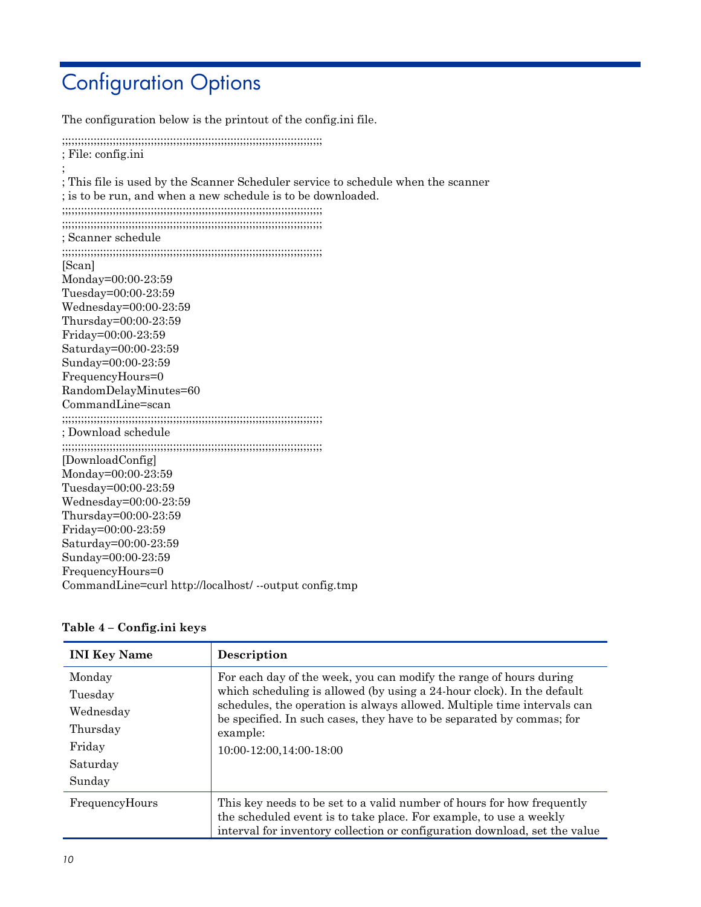# Configuration Options

The configuration below is the printout of the config.ini file.

```
;;;;;;;;;;;;;;;;;;;;;;;;;;;;;;;;;;;;;;;;;;;;;;;;;;;;;;;;;;;;;;;;;;;;;;;;;;;;;;
; File: config.ini
;
; This file is used by the Scanner Scheduler service to schedule when the scanner
; is to be run, and when a new schedule is to be downloaded.
;;;;;;;;;;;;;;;;;;;;;;;;;;;;;;;;;;;;;;;;;;;;;;;;;;;;;;;;;;;;;;;;;;;;;;;;;;;;;;
;;;;;;;;;;;;;;;;;;;;;;;;;;;;;;;;;;;;;;;;;;;;;;;;;;;;;;;;;;;;;;;;;;;;;;;;;;;;;;
; Scanner schedule
;;;;;;;;;;;;;;;;;;;;;;;;;;;;;;;;;;;;;;;;;;;;;;;;;;;;;;;;;;;;;;;;;;;;;;;;;;;;;;
[Scan]
Monday=00:00-23:59
Tuesday=00:00-23:59
Wednesday=00:00-23:59
Thursday=00:00-23:59
Friday=00:00-23:59
Saturday=00:00-23:59
Sunday=00:00-23:59
FrequencyHours=0
RandomDelayMinutes=60
CommandLine=scan
;;;;;;;;;;;;;;;;;;;;;;;;;;;;;;;;;;;;;;;;;;;;;;;;;;;;;;;;;;;;;;;;;;;;;;;;;;;;;;
; Download schedule
;;;;;;;;;;;;;;;;;;;;;;;;;;;;;;;;;;;;;;;;;;;;;;;;;;;;;;;;;;;;;;;;;;;;;;;;;;;;;;
[DownloadConfig]
Monday=00:00-23:59
Tuesday=00:00-23:59
Wednesday=00:00-23:59
Thursday=00:00-23:59
Friday=00:00-23:59
Saturday=00:00-23:59
Sunday=00:00-23:59
FrequencyHours=0
CommandLine=curl http://localhost/ --output config.tmp
```

**Table 4 – Config.ini keys**

| INI Key Name | Description |
|---|---|
| Monday<br>Tuesday<br>Wednesday<br>Thursday<br>Friday<br>Saturday<br>Sunday | For each day of the week, you can modify the range of hours during which scheduling is allowed (by using a 24-hour clock). In the default schedules, the operation is always allowed. Multiple time intervals can be specified. In such cases, they have to be separated by commas; for example:<br>10:00-12:00,14:00-18:00 |
| FrequencyHours | This key needs to be set to a valid number of hours for how frequently the scheduled event is to take place. For example, to use a weekly interval for inventory collection or configuration download, set the value |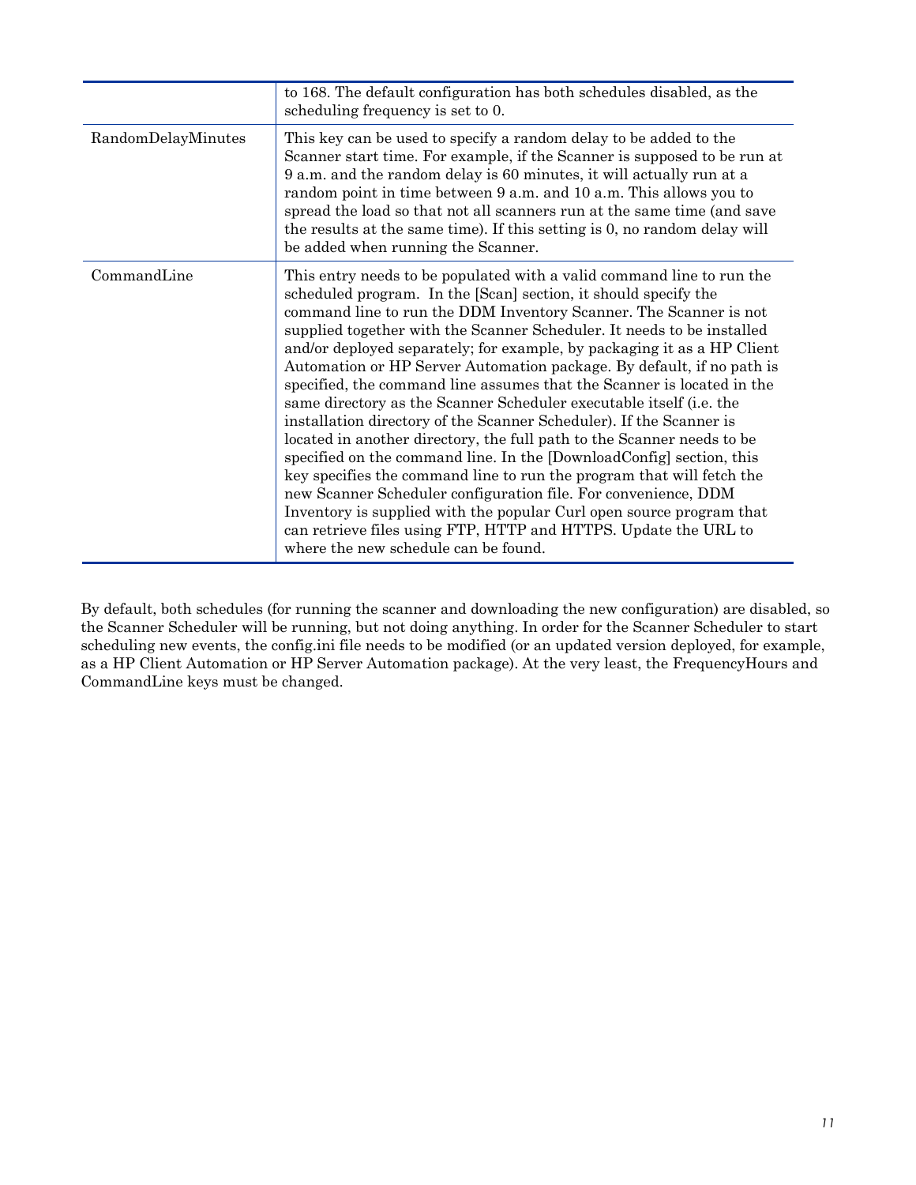| | |
|---|---|
| | to 168. The default configuration has both schedules disabled, as the scheduling frequency is set to 0. |
| RandomDelayMinutes | This key can be used to specify a random delay to be added to the Scanner start time. For example, if the Scanner is supposed to be run at 9 a.m. and the random delay is 60 minutes, it will actually run at a random point in time between 9 a.m. and 10 a.m. This allows you to spread the load so that not all scanners run at the same time (and save the results at the same time). If this setting is 0, no random delay will be added when running the Scanner. |
| CommandLine | This entry needs to be populated with a valid command line to run the scheduled program. In the [Scan] section, it should specify the command line to run the DDM Inventory Scanner. The Scanner is not supplied together with the Scanner Scheduler. It needs to be installed and/or deployed separately; for example, by packaging it as a HP Client Automation or HP Server Automation package. By default, if no path is specified, the command line assumes that the Scanner is located in the same directory as the Scanner Scheduler executable itself (i.e. the installation directory of the Scanner Scheduler). If the Scanner is located in another directory, the full path to the Scanner needs to be specified on the command line. In the [DownloadConfig] section, this key specifies the command line to run the program that will fetch the new Scanner Scheduler configuration file. For convenience, DDM Inventory is supplied with the popular Curl open source program that can retrieve files using FTP, HTTP and HTTPS. Update the URL to where the new schedule can be found. |

By default, both schedules (for running the scanner and downloading the new configuration) are disabled, so the Scanner Scheduler will be running, but not doing anything. In order for the Scanner Scheduler to start scheduling new events, the config.ini file needs to be modified (or an updated version deployed, for example, as a HP Client Automation or HP Server Automation package). At the very least, the FrequencyHours and CommandLine keys must be changed.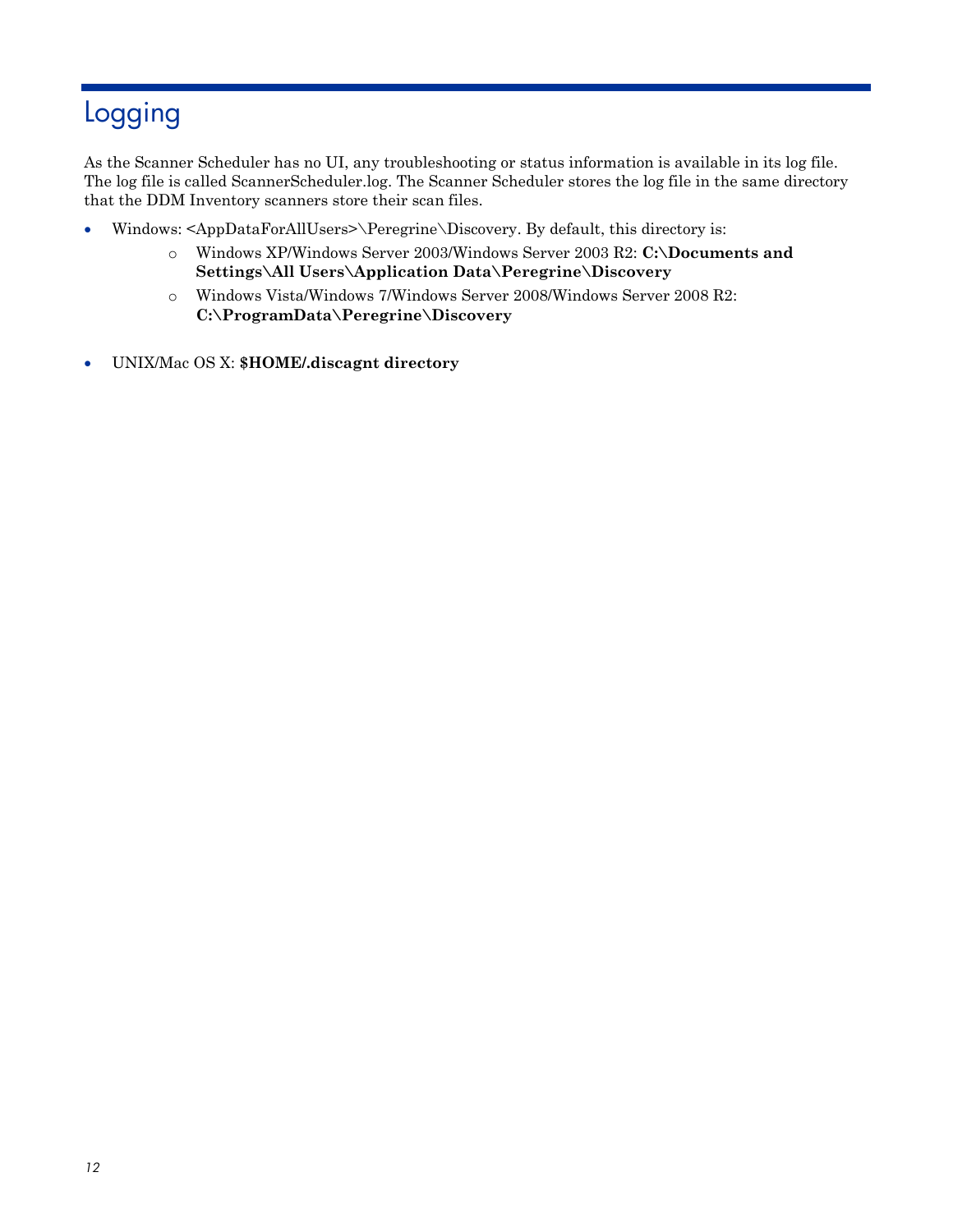# Logging

As the Scanner Scheduler has no UI, any troubleshooting or status information is available in its log file. The log file is called ScannerScheduler.log. The Scanner Scheduler stores the log file in the same directory that the DDM Inventory scanners store their scan files.

- Windows: <AppDataForAllUsers>\Peregrine\Discovery. By default, this directory is:
    - Windows XP/Windows Server 2003/Windows Server 2003 R2: **C:\Documents and Settings\All Users\Application Data\Peregrine\Discovery**
    - Windows Vista/Windows 7/Windows Server 2008/Windows Server 2008 R2: **C:\ProgramData\Peregrine\Discovery**
- UNIX/Mac OS X: **$HOME/.discagnt directory**